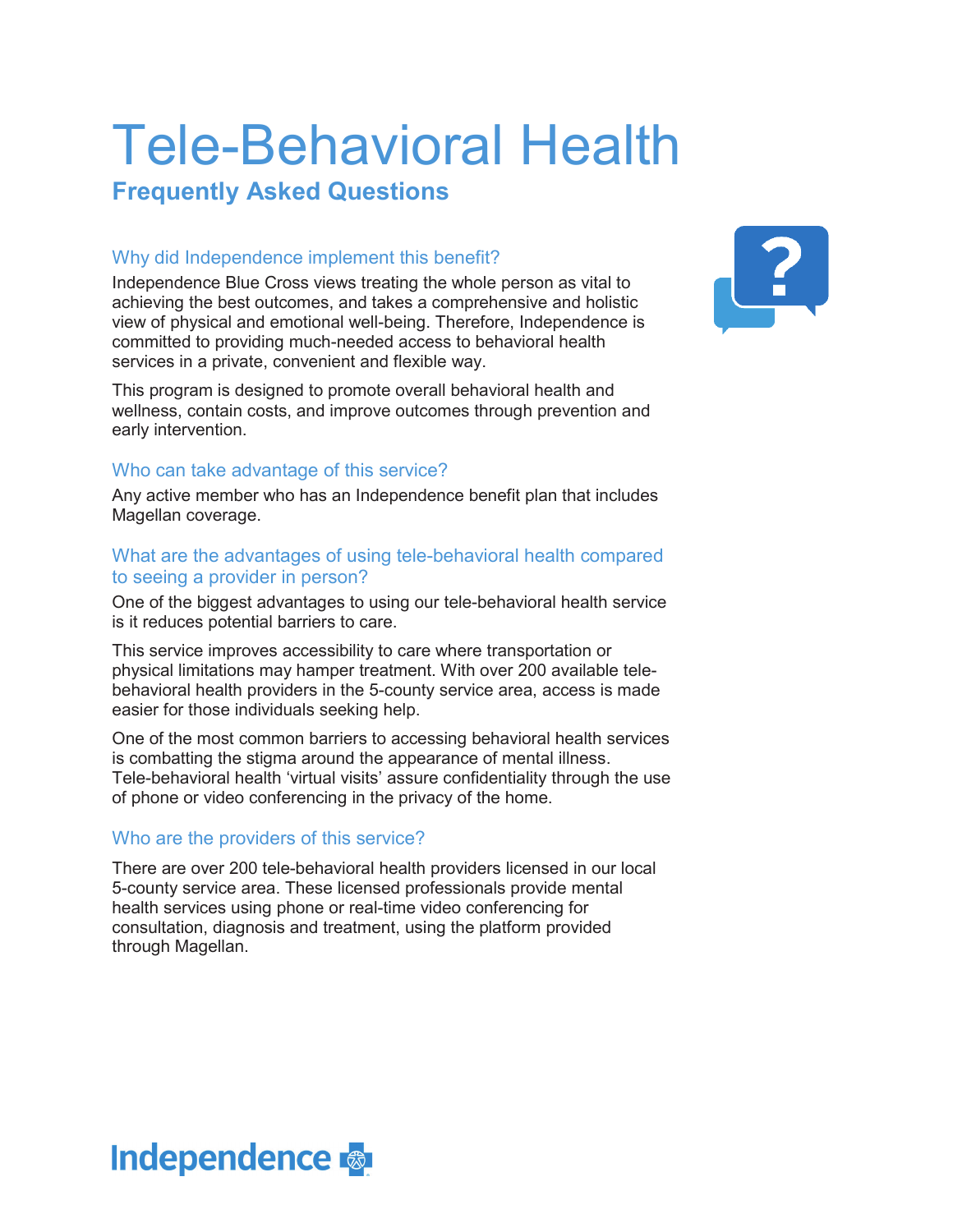# Tele-Behavioral Health

## Frequently Asked Questions

### Why did Independence implement this benefit?

Independence Blue Cross views treating the whole person as vital to achieving the best outcomes, and takes a comprehensive and holistic view of physical and emotional well-being. Therefore, Independence is committed to providing much-needed access to behavioral health services in a private, convenient and flexible way.

This program is designed to promote overall behavioral health and wellness, contain costs, and improve outcomes through prevention and early intervention.

### Who can take advantage of this service?

Any active member who has an Independence benefit plan that includes Magellan coverage.

### What are the advantages of using tele-behavioral health compared to seeing a provider in person?

One of the biggest advantages to using our tele-behavioral health service is it reduces potential barriers to care.

This service improves accessibility to care where transportation or physical limitations may hamper treatment. With over 200 available tele-behavioral health providers in the 5-county service area, access is made easier for those individuals seeking help.

One of the most common barriers to accessing behavioral health services is combatting the stigma around the appearance of mental illness. Tele-behavioral health 'virtual visits' assure confidentiality through the use of phone or video conferencing in the privacy of the home.

### Who are the providers of this service?

There are over 200 tele-behavioral health providers licensed in our local 5-county service area. These licensed professionals provide mental health services using phone or real-time video conferencing for consultation, diagnosis and treatment, using the platform provided through Magellan.

Independence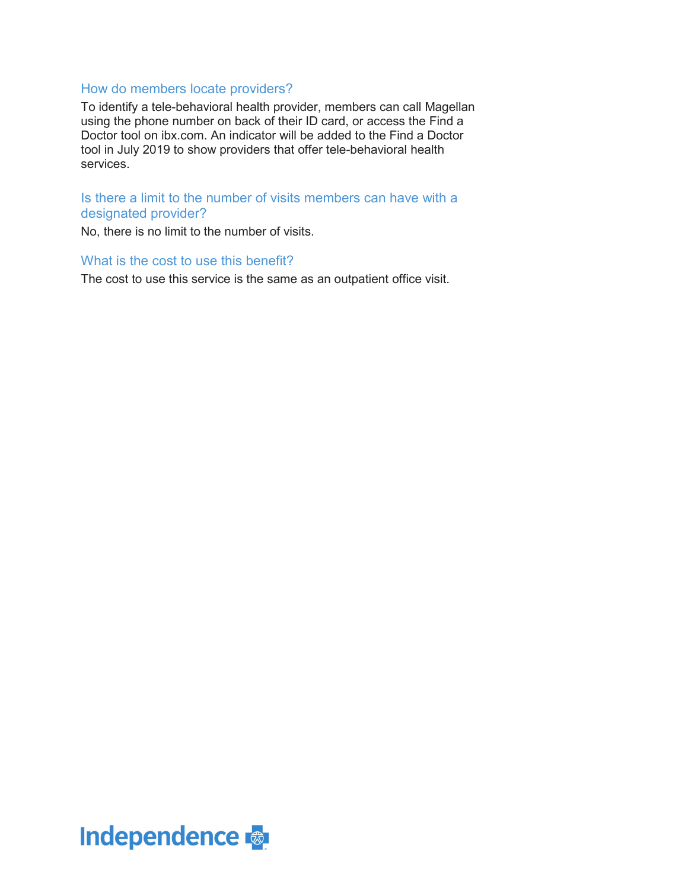### How do members locate providers?

To identify a tele-behavioral health provider, members can call Magellan using the phone number on back of their ID card, or access the Find a Doctor tool on ibx.com. An indicator will be added to the Find a Doctor tool in July 2019 to show providers that offer tele-behavioral health services.

### Is there a limit to the number of visits members can have with a designated provider?

No, there is no limit to the number of visits.

### What is the cost to use this benefit?

The cost to use this service is the same as an outpatient office visit.